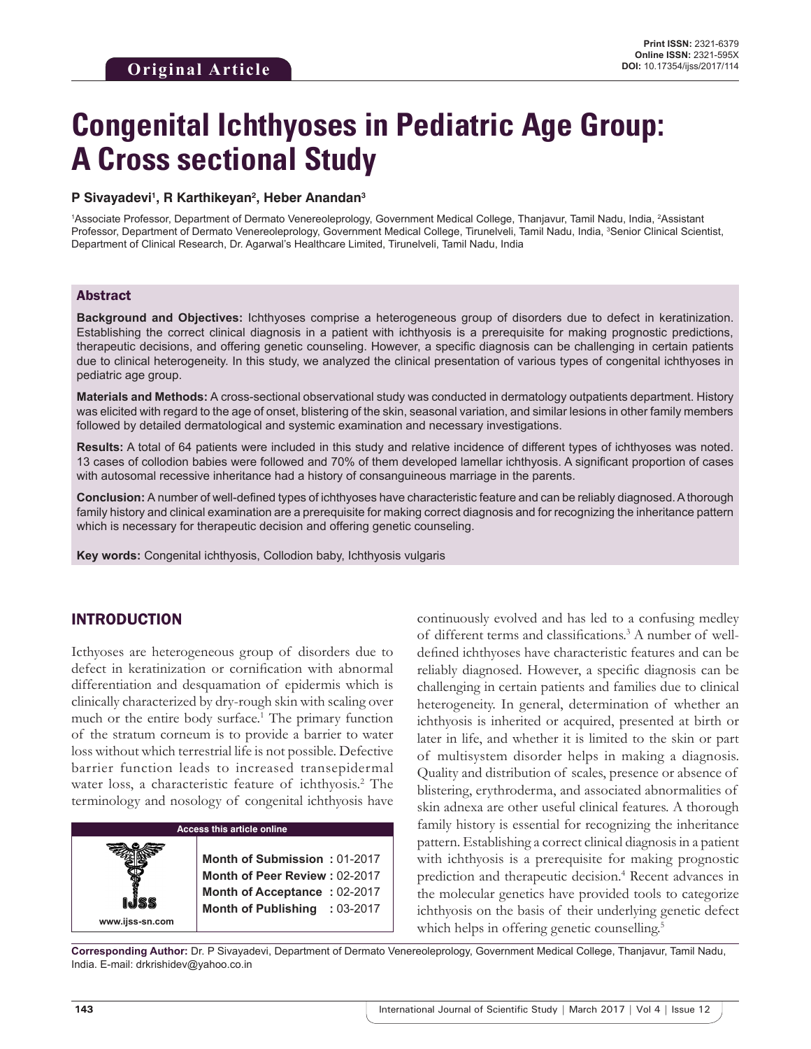Original Article

Print ISSN: 2321-6379
Online ISSN: 2321-595X
DOI: 10.17354/ijss/2017/114

# Congenital Ichthyoses in Pediatric Age Group: A Cross sectional Study

**P Sivayadevi[1], R Karthikeyan[2], Heber Anandan[3]**

[1]Associate Professor, Department of Dermato Venereoleprology, Government Medical College, Thanjavur, Tamil Nadu, India, [2]Assistant Professor, Department of Dermato Venereoleprology, Government Medical College, Tirunelveli, Tamil Nadu, India, [3]Senior Clinical Scientist, Department of Clinical Research, Dr. Agarwal's Healthcare Limited, Tirunelveli, Tamil Nadu, India

## Abstract

**Background and Objectives:** Ichthyoses comprise a heterogeneous group of disorders due to defect in keratinization. Establishing the correct clinical diagnosis in a patient with ichthyosis is a prerequisite for making prognostic predictions, therapeutic decisions, and offering genetic counseling. However, a specific diagnosis can be challenging in certain patients due to clinical heterogeneity. In this study, we analyzed the clinical presentation of various types of congenital ichthyoses in pediatric age group.

**Materials and Methods:** A cross-sectional observational study was conducted in dermatology outpatients department. History was elicited with regard to the age of onset, blistering of the skin, seasonal variation, and similar lesions in other family members followed by detailed dermatological and systemic examination and necessary investigations.

**Results:** A total of 64 patients were included in this study and relative incidence of different types of ichthyoses was noted. 13 cases of collodion babies were followed and 70% of them developed lamellar ichthyosis. A significant proportion of cases with autosomal recessive inheritance had a history of consanguineous marriage in the parents.

**Conclusion:** A number of well-defined types of ichthyoses have characteristic feature and can be reliably diagnosed. A thorough family history and clinical examination are a prerequisite for making correct diagnosis and for recognizing the inheritance pattern which is necessary for therapeutic decision and offering genetic counseling.

**Key words:** Congenital ichthyosis, Collodion baby, Ichthyosis vulgaris

## INTRODUCTION

Icthyoses are heterogeneous group of disorders due to defect in keratinization or cornification with abnormal differentiation and desquamation of epidermis which is clinically characterized by dry-rough skin with scaling over much or the entire body surface.[1] The primary function of the stratum corneum is to provide a barrier to water loss without which terrestrial life is not possible. Defective barrier function leads to increased transepidermal water loss, a characteristic feature of ichthyosis.[2] The terminology and nosology of congenital ichthyosis have continuously evolved and has led to a confusing medley of different terms and classifications.[3] A number of well-defined ichthyoses have characteristic features and can be reliably diagnosed. However, a specific diagnosis can be challenging in certain patients and families due to clinical heterogeneity. In general, determination of whether an ichthyosis is inherited or acquired, presented at birth or later in life, and whether it is limited to the skin or part of multisystem disorder helps in making a diagnosis. Quality and distribution of scales, presence or absence of blistering, erythroderma, and associated abnormalities of skin adnexa are other useful clinical features. A thorough family history is essential for recognizing the inheritance pattern. Establishing a correct clinical diagnosis in a patient with ichthyosis is a prerequisite for making prognostic prediction and therapeutic decision.[4] Recent advances in the molecular genetics have provided tools to categorize ichthyosis on the basis of their underlying genetic defect which helps in offering genetic counselling.[5]

| Access this article online | |
|---|---|
| www.ijss-sn.com | **Month of Submission :** 01-2017<br>**Month of Peer Review :** 02-2017<br>**Month of Acceptance :** 02-2017<br>**Month of Publishing :** 03-2017 |

**Corresponding Author:** Dr. P Sivayadevi, Department of Dermato Venereoleprology, Government Medical College, Thanjavur, Tamil Nadu, India. E-mail: drkrishidev@yahoo.co.in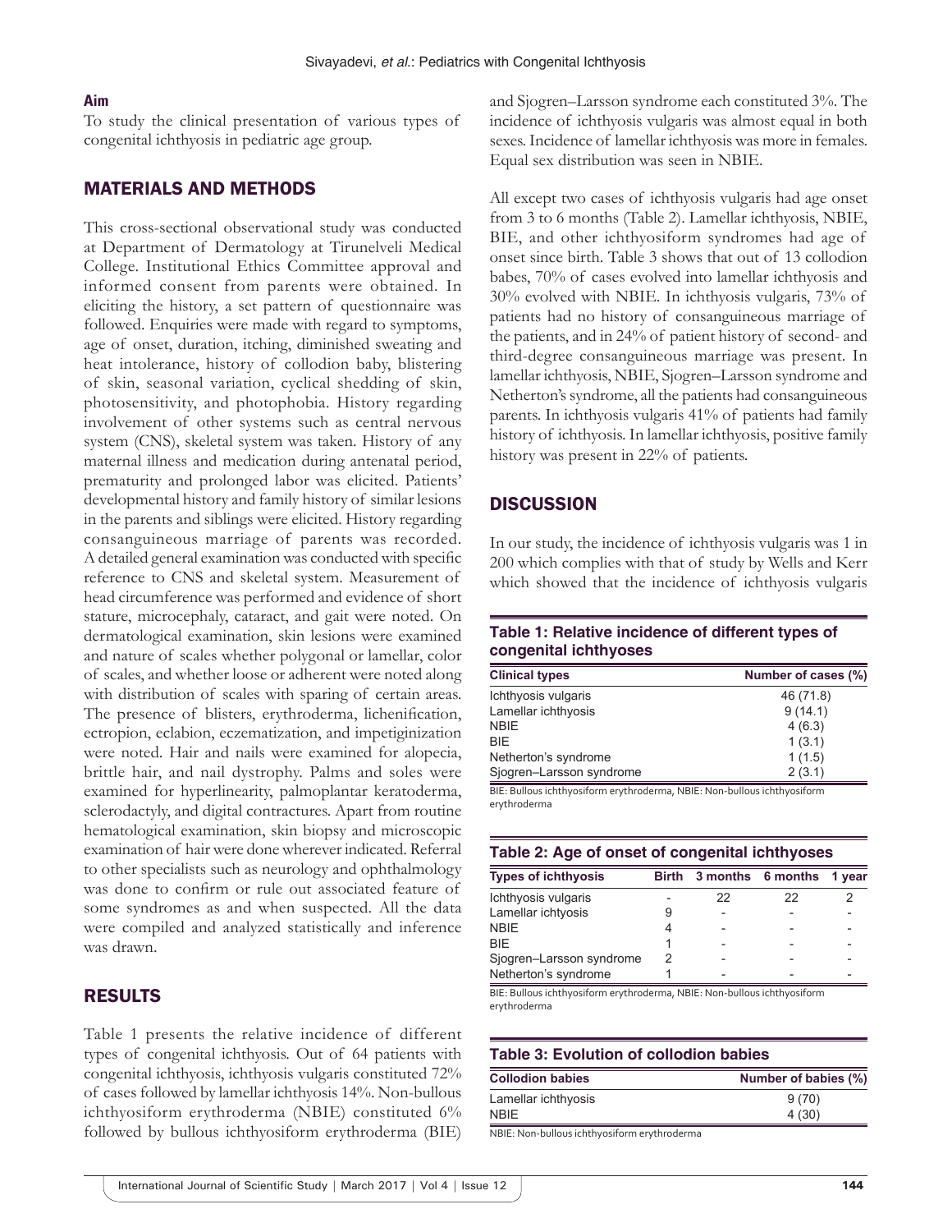### Aim

To study the clinical presentation of various types of congenital ichthyosis in pediatric age group.

## MATERIALS AND METHODS

This cross-sectional observational study was conducted at Department of Dermatology at Tirunelveli Medical College. Institutional Ethics Committee approval and informed consent from parents were obtained. In eliciting the history, a set pattern of questionnaire was followed. Enquiries were made with regard to symptoms, age of onset, duration, itching, diminished sweating and heat intolerance, history of collodion baby, blistering of skin, seasonal variation, cyclical shedding of skin, photosensitivity, and photophobia. History regarding involvement of other systems such as central nervous system (CNS), skeletal system was taken. History of any maternal illness and medication during antenatal period, prematurity and prolonged labor was elicited. Patients' developmental history and family history of similar lesions in the parents and siblings were elicited. History regarding consanguineous marriage of parents was recorded. A detailed general examination was conducted with specific reference to CNS and skeletal system. Measurement of head circumference was performed and evidence of short stature, microcephaly, cataract, and gait were noted. On dermatological examination, skin lesions were examined and nature of scales whether polygonal or lamellar, color of scales, and whether loose or adherent were noted along with distribution of scales with sparing of certain areas. The presence of blisters, erythroderma, lichenification, ectropion, eclabion, eczematization, and impetiginization were noted. Hair and nails were examined for alopecia, brittle hair, and nail dystrophy. Palms and soles were examined for hyperlinearity, palmoplantar keratoderma, sclerodactyly, and digital contractures. Apart from routine hematological examination, skin biopsy and microscopic examination of hair were done wherever indicated. Referral to other specialists such as neurology and ophthalmology was done to confirm or rule out associated feature of some syndromes as and when suspected. All the data were compiled and analyzed statistically and inference was drawn.

## RESULTS

Table 1 presents the relative incidence of different types of congenital ichthyosis. Out of 64 patients with congenital ichthyosis, ichthyosis vulgaris constituted 72% of cases followed by lamellar ichthyosis 14%. Non-bullous ichthyosiform erythroderma (NBIE) constituted 6% followed by bullous ichthyosiform erythroderma (BIE) and Sjogren–Larsson syndrome each constituted 3%. The incidence of ichthyosis vulgaris was almost equal in both sexes. Incidence of lamellar ichthyosis was more in females. Equal sex distribution was seen in NBIE.

All except two cases of ichthyosis vulgaris had age onset from 3 to 6 months (Table 2). Lamellar ichthyosis, NBIE, BIE, and other ichthyosiform syndromes had age of onset since birth. Table 3 shows that out of 13 collodion babes, 70% of cases evolved into lamellar ichthyosis and 30% evolved with NBIE. In ichthyosis vulgaris, 73% of patients had no history of consanguineous marriage of the patients, and in 24% of patient history of second- and third-degree consanguineous marriage was present. In lamellar ichthyosis, NBIE, Sjogren–Larsson syndrome and Netherton's syndrome, all the patients had consanguineous parents. In ichthyosis vulgaris 41% of patients had family history of ichthyosis. In lamellar ichthyosis, positive family history was present in 22% of patients.

## DISCUSSION

In our study, the incidence of ichthyosis vulgaris was 1 in 200 which complies with that of study by Wells and Kerr which showed that the incidence of ichthyosis vulgaris

**Table 1: Relative incidence of different types of congenital ichthyoses**

| Clinical types | Number of cases (%) |
|---|---|
| Ichthyosis vulgaris | 46 (71.8) |
| Lamellar ichthyosis | 9 (14.1) |
| NBIE | 4 (6.3) |
| BIE | 1 (3.1) |
| Netherton's syndrome | 1 (1.5) |
| Sjogren–Larsson syndrome | 2 (3.1) |

BIE: Bullous ichthyosiform erythroderma, NBIE: Non-bullous ichthyosiform erythroderma

**Table 2: Age of onset of congenital ichthyoses**

| Types of ichthyosis | Birth | 3 months | 6 months | 1 year |
|---|---|---|---|---|
| Ichthyosis vulgaris | - | 22 | 22 | 2 |
| Lamellar ichtyosis | 9 | - | - | - |
| NBIE | 4 | - | - | - |
| BIE | 1 | - | - | - |
| Sjogren–Larsson syndrome | 2 | - | - | - |
| Netherton's syndrome | 1 | - | - | - |

BIE: Bullous ichthyosiform erythroderma, NBIE: Non-bullous ichthyosiform erythroderma

**Table 3: Evolution of collodion babies**

| Collodion babies | Number of babies (%) |
|---|---|
| Lamellar ichthyosis | 9 (70) |
| NBIE | 4 (30) |

NBIE: Non-bullous ichthyosiform erythroderma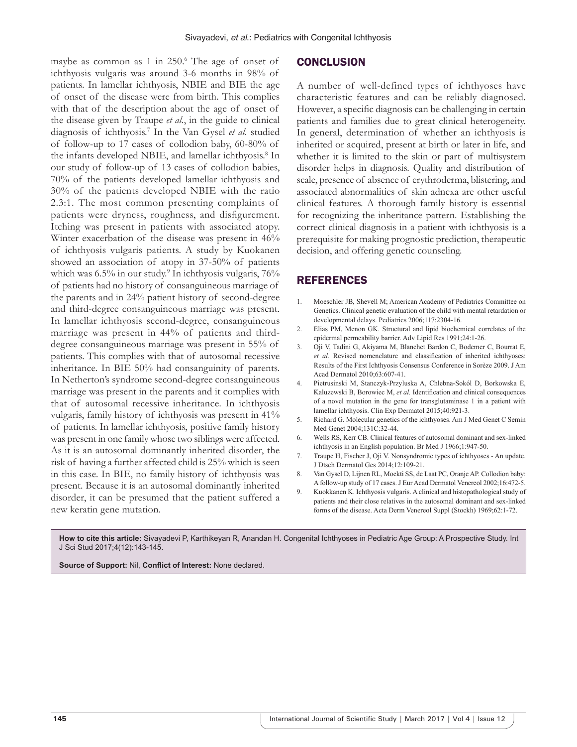maybe as common as 1 in 250.[6] The age of onset of ichthyosis vulgaris was around 3-6 months in 98% of patients. In lamellar ichthyosis, NBIE and BIE the age of onset of the disease were from birth. This complies with that of the description about the age of onset of the disease given by Traupe *et al*., in the guide to clinical diagnosis of ichthyosis.[7] In the Van Gysel *et al*. studied of follow-up to 17 cases of collodion baby, 60-80% of the infants developed NBIE, and lamellar ichthyosis.[8] In our study of follow-up of 13 cases of collodion babies, 70% of the patients developed lamellar ichthyosis and 30% of the patients developed NBIE with the ratio 2.3:1. The most common presenting complaints of patients were dryness, roughness, and disfigurement. Itching was present in patients with associated atopy. Winter exacerbation of the disease was present in 46% of ichthyosis vulgaris patients. A study by Kuokanen showed an association of atopy in 37-50% of patients which was 6.5% in our study.[9] In ichthyosis vulgaris, 76% of patients had no history of consanguineous marriage of the parents and in 24% patient history of second-degree and third-degree consanguineous marriage was present. In lamellar ichthyosis second-degree, consanguineous marriage was present in 44% of patients and third-degree consanguineous marriage was present in 55% of patients. This complies with that of autosomal recessive inheritance. In BIE 50% had consanguinity of parents. In Netherton's syndrome second-degree consanguineous marriage was present in the parents and it complies with that of autosomal recessive inheritance. In ichthyosis vulgaris, family history of ichthyosis was present in 41% of patients. In lamellar ichthyosis, positive family history was present in one family whose two siblings were affected. As it is an autosomal dominantly inherited disorder, the risk of having a further affected child is 25% which is seen in this case. In BIE, no family history of ichthyosis was present. Because it is an autosomal dominantly inherited disorder, it can be presumed that the patient suffered a new keratin gene mutation.

## CONCLUSION

A number of well-defined types of ichthyoses have characteristic features and can be reliably diagnosed. However, a specific diagnosis can be challenging in certain patients and families due to great clinical heterogeneity. In general, determination of whether an ichthyosis is inherited or acquired, present at birth or later in life, and whether it is limited to the skin or part of multisystem disorder helps in diagnosis. Quality and distribution of scale, presence of absence of erythroderma, blistering, and associated abnormalities of skin adnexa are other useful clinical features. A thorough family history is essential for recognizing the inheritance pattern. Establishing the correct clinical diagnosis in a patient with ichthyosis is a prerequisite for making prognostic prediction, therapeutic decision, and offering genetic counseling.

## REFERENCES

1. Moeschler JB, Shevell M; American Academy of Pediatrics Committee on Genetics. Clinical genetic evaluation of the child with mental retardation or developmental delays. Pediatrics 2006;117:2304-16.
2. Elias PM, Menon GK. Structural and lipid biochemical correlates of the epidermal permeability barrier. Adv Lipid Res 1991;24:1-26.
3. Oji V, Tadini G, Akiyama M, Blanchet Bardon C, Bodemer C, Bourrat E, *et al.* Revised nomenclature and classification of inherited ichthyoses: Results of the First Ichthyosis Consensus Conference in Sorèze 2009. J Am Acad Dermatol 2010;63:607-41.
4. Pietrusinski M, Stanczyk-Przyluska A, Chlebna-Sokól D, Borkowska E, Kaluzewski B, Borowiec M, *et al.* Identification and clinical consequences of a novel mutation in the gene for transglutaminase 1 in a patient with lamellar ichthyosis. Clin Exp Dermatol 2015;40:921-3.
5. Richard G. Molecular genetics of the ichthyoses. Am J Med Genet C Semin Med Genet 2004;131C:32-44.
6. Wells RS, Kerr CB. Clinical features of autosomal dominant and sex-linked ichthyosis in an English population. Br Med J 1966;1:947-50.
7. Traupe H, Fischer J, Oji V. Nonsyndromic types of ichthyoses - An update. J Dtsch Dermatol Ges 2014;12:109-21.
8. Van Gysel D, Lijnen RL, Moekti SS, de Laat PC, Oranje AP. Collodion baby: A follow-up study of 17 cases. J Eur Acad Dermatol Venereol 2002;16:472-5.
9. Kuokkanen K. Ichthyosis vulgaris. A clinical and histopathological study of patients and their close relatives in the autosomal dominant and sex-linked forms of the disease. Acta Derm Venereol Suppl (Stockh) 1969;62:1-72.

**How to cite this article:** Sivayadevi P, Karthikeyan R, Anandan H. Congenital Ichthyoses in Pediatric Age Group: A Prospective Study. Int J Sci Stud 2017;4(12):143-145.

**Source of Support:** Nil, **Conflict of Interest:** None declared.